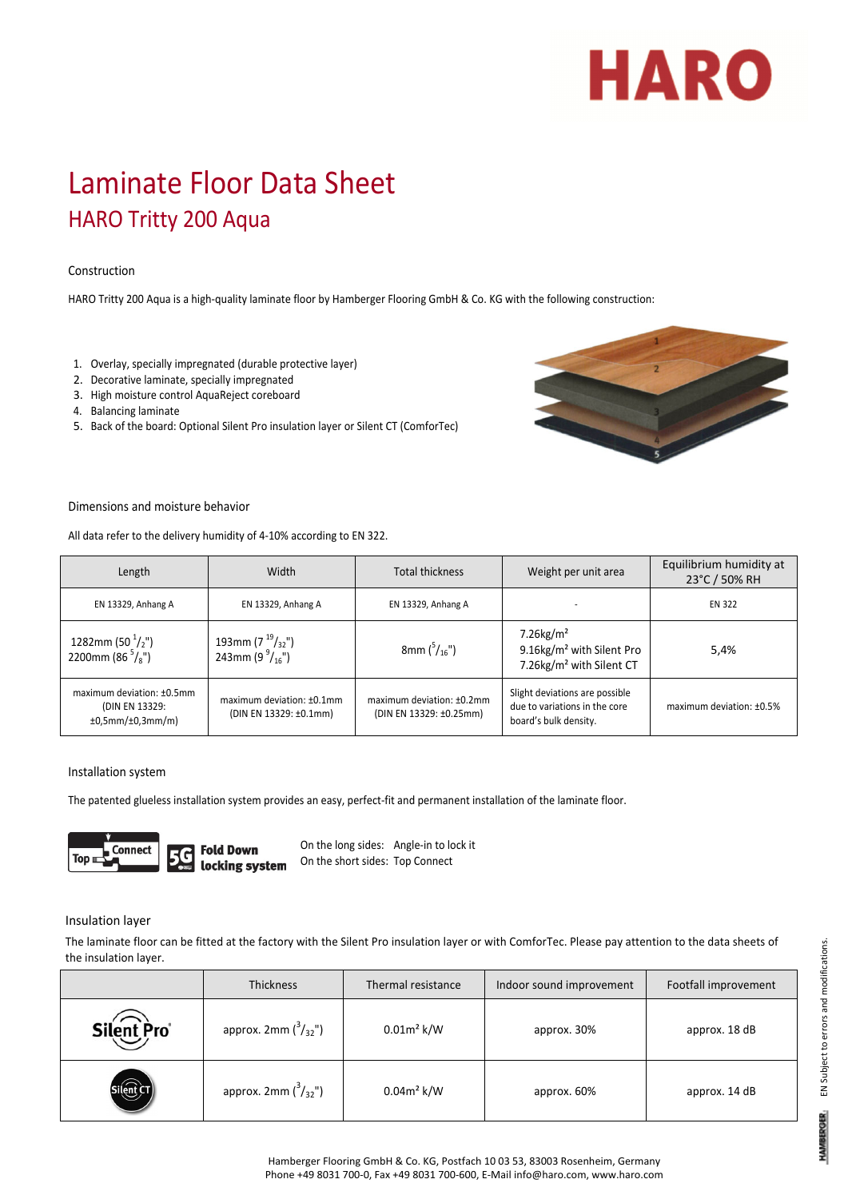HARO

# Laminate Floor Data Sheet

## HARO Tritty 200 Aqua

### Construction

HARO Tritty 200 Aqua is a high-quality laminate floor by Hamberger Flooring GmbH & Co. KG with the following construction:

1. Overlay, specially impregnated (durable protective layer)
2. Decorative laminate, specially impregnated
3. High moisture control AquaReject coreboard
4. Balancing laminate
5. Back of the board: Optional Silent Pro insulation layer or Silent CT (ComforTec)

### Dimensions and moisture behavior

All data refer to the delivery humidity of 4-10% according to EN 322.

| Length | Width | Total thickness | Weight per unit area | Equilibrium humidity at 23°C / 50% RH |
|---|---|---|---|---|
| EN 13329, Anhang A | EN 13329, Anhang A | EN 13329, Anhang A | - | EN 322 |
| 1282mm (50 $^{1}/_{2}$") 2200mm (86 $^{5}/_{8}$") | 193mm (7 $^{19}/_{32}$") 243mm (9 $^{9}/_{16}$") | 8mm ($^{5}/_{16}$") | 7.26kg/m² 9.16kg/m² with Silent Pro 7.26kg/m² with Silent CT | 5,4% |
| maximum deviation: ±0.5mm (DIN EN 13329: ±0,5mm/±0,3mm/m) | maximum deviation: ±0.1mm (DIN EN 13329: ±0.1mm) | maximum deviation: ±0.2mm (DIN EN 13329: ±0.25mm) | Slight deviations are possible due to variations in the core board's bulk density. | maximum deviation: ±0.5% |

### Installation system

The patented glueless installation system provides an easy, perfect-fit and permanent installation of the laminate floor.

Top Connect | 5G Fold Down locking system

On the long sides: Angle-in to lock it
On the short sides: Top Connect

### Insulation layer

The laminate floor can be fitted at the factory with the Silent Pro insulation layer or with ComforTec. Please pay attention to the data sheets of the insulation layer.

| | Thickness | Thermal resistance | Indoor sound improvement | Footfall improvement |
|---|---|---|---|---|
| Silent Pro | approx. 2mm ($^{3}/_{32}$") | 0.01m² k/W | approx. 30% | approx. 18 dB |
| Silent CT | approx. 2mm ($^{3}/_{32}$") | 0.04m² k/W | approx. 60% | approx. 14 dB |

Hamberger Flooring GmbH & Co. KG, Postfach 10 03 53, 83003 Rosenheim, Germany
Phone +49 8031 700-0, Fax +49 8031 700-600, E-Mail info@haro.com, www.haro.com

EN Subject to errors and modifications.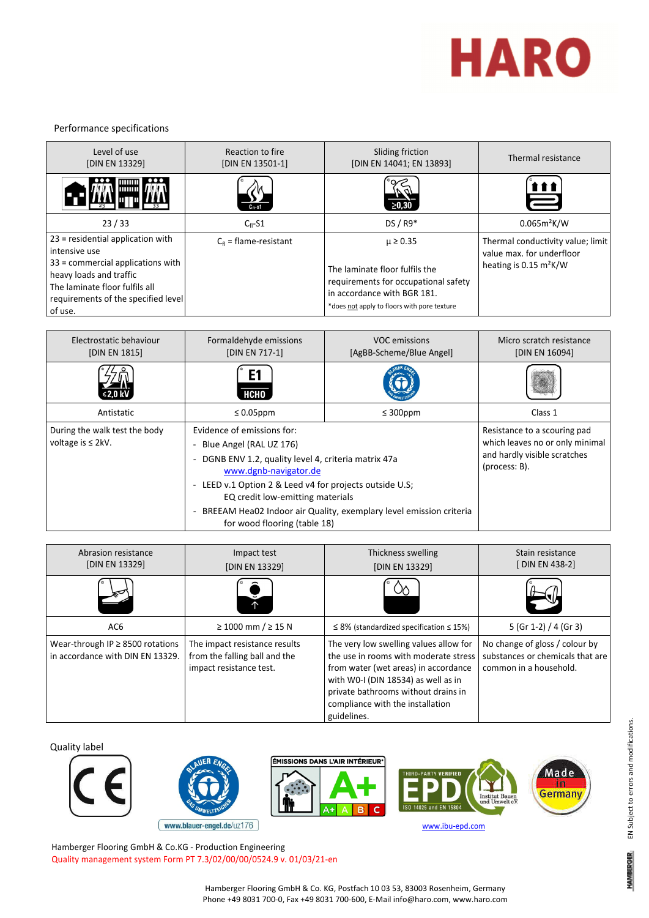Performance specifications

| Level of use [DIN EN 13329] | Reaction to fire [DIN EN 13501-1] | Sliding friction [DIN EN 14041; EN 13893] | Thermal resistance |
|---|---|---|---|
| | | | |
| 23 / 33 | $C_{fl}$-S1 | DS / R9* | 0.065m²K/W |
| 23 = residential application with intensive use<br>33 = commercial applications with heavy loads and traffic<br>The laminate floor fulfils all requirements of the specified level of use. | $C_{fl}$ = flame-resistant | μ ≥ 0.35<br><br>The laminate floor fulfils the requirements for occupational safety in accordance with BGR 181.<br>*does not apply to floors with pore texture | Thermal conductivity value; limit value max. for underfloor heating is 0.15 m²K/W |

| Electrostatic behaviour [DIN EN 1815] | Formaldehyde emissions [DIN EN 717-1] | VOC emissions [AgBB-Scheme/Blue Angel] | Micro scratch resistance [DIN EN 16094] |
|---|---|---|---|
| | | | |
| Antistatic | ≤ 0.05ppm | ≤ 300ppm | Class 1 |
| During the walk test the body voltage is ≤ 2kV. | Evidence of emissions for:<br>- Blue Angel (RAL UZ 176)<br>- DGNB ENV 1.2, quality level 4, criteria matrix 47a www.dgnb-navigator.de<br>- LEED v.1 Option 2 & Leed v4 for projects outside U.S; EQ credit low-emitting materials<br>- BREEAM Hea02 Indoor air Quality, exemplary level emission criteria for wood flooring (table 18) | | Resistance to a scouring pad which leaves no or only minimal and hardly visible scratches (process: B). |

| Abrasion resistance [DIN EN 13329] | Impact test [DIN EN 13329] | Thickness swelling [DIN EN 13329] | Stain resistance [ DIN EN 438-2] |
|---|---|---|---|
| | | | |
| AC6 | ≥ 1000 mm / ≥ 15 N | ≤ 8% (standardized specification ≤ 15%) | 5 (Gr 1-2) / 4 (Gr 3) |
| Wear-through IP ≥ 8500 rotations in accordance with DIN EN 13329. | The impact resistance results from the falling ball and the impact resistance test. | The very low swelling values allow for the use in rooms with moderate stress from water (wet areas) in accordance with W0-I (DIN 18534) as well as in private bathrooms without drains in compliance with the installation guidelines. | No change of gloss / colour by substances or chemicals that are common in a household. |

Quality label

www.blauer-engel.de/uz176

www.ibu-epd.com

Hamberger Flooring GmbH & Co.KG - Production Engineering
Quality management system Form PT 7.3/02/00/00/0524.9 v. 01/03/21-en

Hamberger Flooring GmbH & Co. KG, Postfach 10 03 53, 83003 Rosenheim, Germany
Phone +49 8031 700-0, Fax +49 8031 700-600, E-Mail info@haro.com, www.haro.com

EN Subject to errors and modifications.